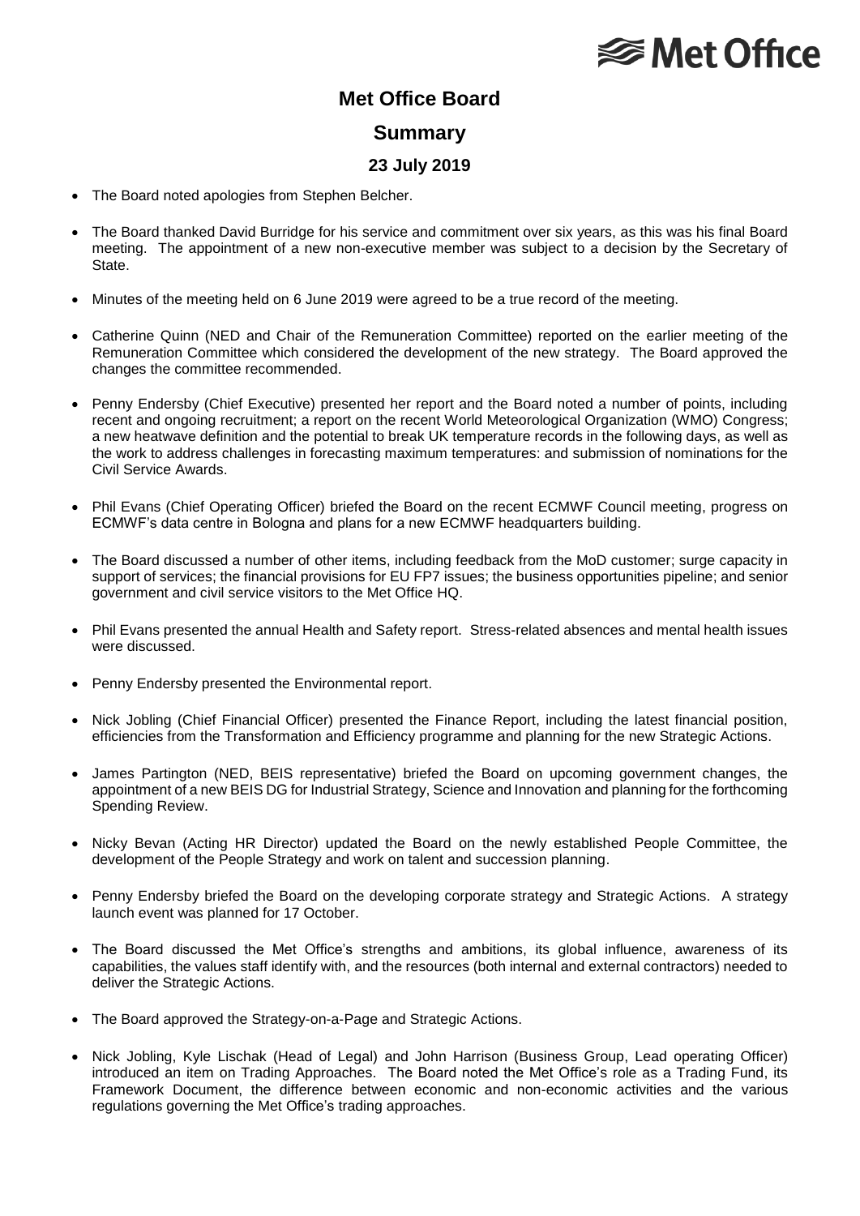# Met Office Board

## Summary

### 23 July 2019

- The Board noted apologies from Stephen Belcher.
- The Board thanked David Burridge for his service and commitment over six years, as this was his final Board meeting. The appointment of a new non-executive member was subject to a decision by the Secretary of State.
- Minutes of the meeting held on 6 June 2019 were agreed to be a true record of the meeting.
- Catherine Quinn (NED and Chair of the Remuneration Committee) reported on the earlier meeting of the Remuneration Committee which considered the development of the new strategy. The Board approved the changes the committee recommended.
- Penny Endersby (Chief Executive) presented her report and the Board noted a number of points, including recent and ongoing recruitment; a report on the recent World Meteorological Organization (WMO) Congress; a new heatwave definition and the potential to break UK temperature records in the following days, as well as the work to address challenges in forecasting maximum temperatures: and submission of nominations for the Civil Service Awards.
- Phil Evans (Chief Operating Officer) briefed the Board on the recent ECMWF Council meeting, progress on ECMWF's data centre in Bologna and plans for a new ECMWF headquarters building.
- The Board discussed a number of other items, including feedback from the MoD customer; surge capacity in support of services; the financial provisions for EU FP7 issues; the business opportunities pipeline; and senior government and civil service visitors to the Met Office HQ.
- Phil Evans presented the annual Health and Safety report. Stress-related absences and mental health issues were discussed.
- Penny Endersby presented the Environmental report.
- Nick Jobling (Chief Financial Officer) presented the Finance Report, including the latest financial position, efficiencies from the Transformation and Efficiency programme and planning for the new Strategic Actions.
- James Partington (NED, BEIS representative) briefed the Board on upcoming government changes, the appointment of a new BEIS DG for Industrial Strategy, Science and Innovation and planning for the forthcoming Spending Review.
- Nicky Bevan (Acting HR Director) updated the Board on the newly established People Committee, the development of the People Strategy and work on talent and succession planning.
- Penny Endersby briefed the Board on the developing corporate strategy and Strategic Actions. A strategy launch event was planned for 17 October.
- The Board discussed the Met Office's strengths and ambitions, its global influence, awareness of its capabilities, the values staff identify with, and the resources (both internal and external contractors) needed to deliver the Strategic Actions.
- The Board approved the Strategy-on-a-Page and Strategic Actions.
- Nick Jobling, Kyle Lischak (Head of Legal) and John Harrison (Business Group, Lead operating Officer) introduced an item on Trading Approaches. The Board noted the Met Office's role as a Trading Fund, its Framework Document, the difference between economic and non-economic activities and the various regulations governing the Met Office's trading approaches.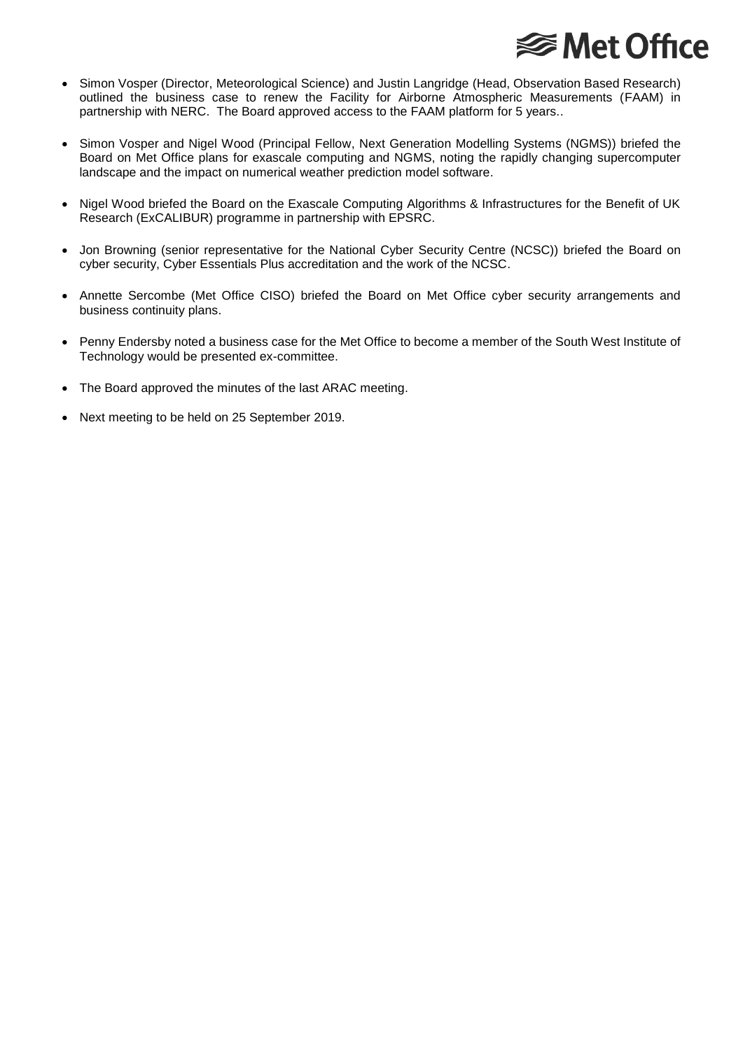- Simon Vosper (Director, Meteorological Science) and Justin Langridge (Head, Observation Based Research) outlined the business case to renew the Facility for Airborne Atmospheric Measurements (FAAM) in partnership with NERC. The Board approved access to the FAAM platform for 5 years..

- Simon Vosper and Nigel Wood (Principal Fellow, Next Generation Modelling Systems (NGMS)) briefed the Board on Met Office plans for exascale computing and NGMS, noting the rapidly changing supercomputer landscape and the impact on numerical weather prediction model software.

- Nigel Wood briefed the Board on the Exascale Computing Algorithms & Infrastructures for the Benefit of UK Research (ExCALIBUR) programme in partnership with EPSRC.

- Jon Browning (senior representative for the National Cyber Security Centre (NCSC)) briefed the Board on cyber security, Cyber Essentials Plus accreditation and the work of the NCSC.

- Annette Sercombe (Met Office CISO) briefed the Board on Met Office cyber security arrangements and business continuity plans.

- Penny Endersby noted a business case for the Met Office to become a member of the South West Institute of Technology would be presented ex-committee.

- The Board approved the minutes of the last ARAC meeting.

- Next meeting to be held on 25 September 2019.